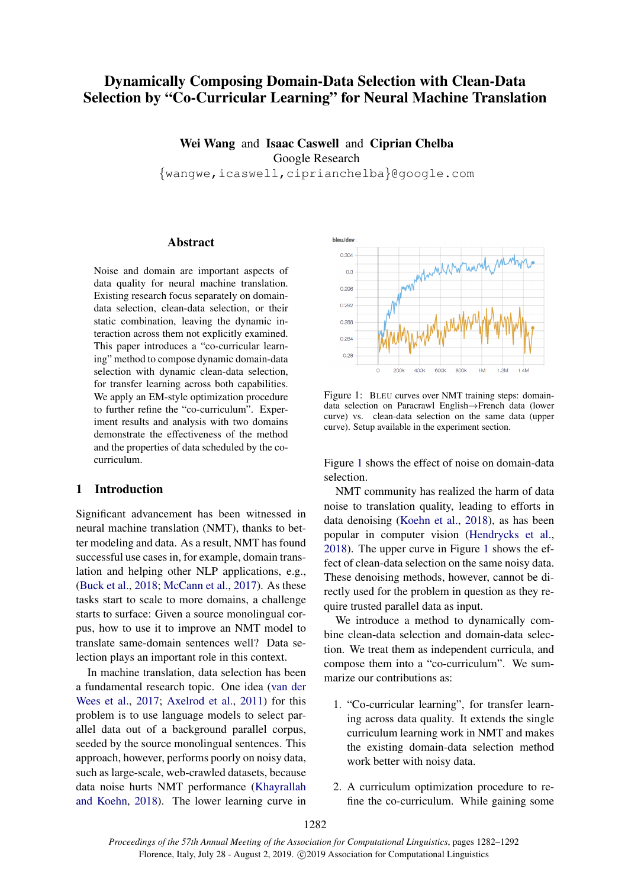# Dynamically Composing Domain-Data Selection with Clean-Data Selection by "Co-Curricular Learning" for Neural Machine Translation

**Wei Wang** and **Isaac Caswell** and **Ciprian Chelba**
Google Research
{wangwe,icaswell,cipriancheiba}@google.com

## Abstract

Noise and domain are important aspects of data quality for neural machine translation. Existing research focus separately on domain-data selection, clean-data selection, or their static combination, leaving the dynamic interaction across them not explicitly examined. This paper introduces a "co-curricular learning" method to compose dynamic domain-data selection with dynamic clean-data selection, for transfer learning across both capabilities. We apply an EM-style optimization procedure to further refine the "co-curriculum". Experiment results and analysis with two domains demonstrate the effectiveness of the method and the properties of data scheduled by the co-curriculum.

## 1 Introduction

Significant advancement has been witnessed in neural machine translation (NMT), thanks to better modeling and data. As a result, NMT has found successful use cases in, for example, domain translation and helping other NLP applications, e.g., (Buck et al., 2018; McCann et al., 2017). As these tasks start to scale to more domains, a challenge starts to surface: Given a source monolingual corpus, how to use it to improve an NMT model to translate same-domain sentences well? Data selection plays an important role in this context.

In machine translation, data selection has been a fundamental research topic. One idea (van der Wees et al., 2017; Axelrod et al., 2011) for this problem is to use language models to select parallel data out of a background parallel corpus, seeded by the source monolingual sentences. This approach, however, performs poorly on noisy data, such as large-scale, web-crawled datasets, because data noise hurts NMT performance (Khayrallah and Koehn, 2018). The lower learning curve in Figure 1 shows the effect of noise on domain-data selection.

Figure 1: BLEU curves over NMT training steps: domain-data selection on Paracrawl English→French data (lower curve) vs. clean-data selection on the same data (upper curve). Setup available in the experiment section.

NMT community has realized the harm of data noise to translation quality, leading to efforts in data denoising (Koehn et al., 2018), as has been popular in computer vision (Hendrycks et al., 2018). The upper curve in Figure 1 shows the effect of clean-data selection on the same noisy data. These denoising methods, however, cannot be directly used for the problem in question as they require trusted parallel data as input.

We introduce a method to dynamically combine clean-data selection and domain-data selection. We treat them as independent curricula, and compose them into a "co-curriculum". We summarize our contributions as:

1. "Co-curricular learning", for transfer learning across data quality. It extends the single curriculum learning work in NMT and makes the existing domain-data selection method work better with noisy data.

2. A curriculum optimization procedure to refine the co-curriculum. While gaining some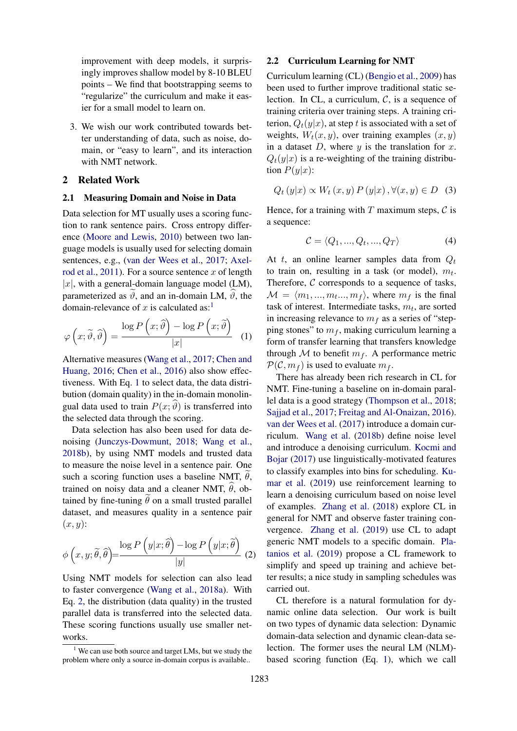improvement with deep models, it surprisingly improves shallow model by 8-10 BLEU points – We find that bootstrapping seems to “regularize” the curriculum and make it easier for a small model to learn on.

3. We wish our work contributed towards better understanding of data, such as noise, domain, or “easy to learn”, and its interaction with NMT network.

## 2 Related Work

### 2.1 Measuring Domain and Noise in Data

Data selection for MT usually uses a scoring function to rank sentence pairs. Cross entropy difference (Moore and Lewis, 2010) between two language models is usually used for selecting domain sentences, e.g., (van der Wees et al., 2017; Axelrod et al., 2011). For a source sentence $x$ of length $|x|$, with a general-domain language model (LM), parameterized as $\widetilde{\vartheta}$, and an in-domain LM, $\widehat{\vartheta}$, the domain-relevance of $x$ is calculated as:[1]

$$\varphi\left(x;\widetilde{\vartheta},\widehat{\vartheta}\right)=\frac{\log P\left(x;\widehat{\vartheta}\right)-\log P\left(x;\widetilde{\vartheta}\right)}{|x|} \quad (1)$$

Alternative measures (Wang et al., 2017; Chen and Huang, 2016; Chen et al., 2016) also show effectiveness. With Eq. 1 to select data, the data distribution (domain quality) in the in-domain monolingual data used to train $P(x;\widehat{\vartheta})$ is transferred into the selected data through the scoring.

Data selection has also been used for data denoising (Junczys-Dowmunt, 2018; Wang et al., 2018b), by using NMT models and trusted data to measure the noise level in a sentence pair. One such a scoring function uses a baseline NMT, $\widetilde{\theta}$, trained on noisy data and a cleaner NMT, $\widehat{\theta}$, obtained by fine-tuning $\widetilde{\theta}$ on a small trusted parallel dataset, and measures quality in a sentence pair $(x, y)$:

$$\phi\left(x,y;\widetilde{\theta},\widehat{\theta}\right)=\frac{\log P\left(y|x;\widehat{\theta}\right)-\log P\left(y|x;\widetilde{\theta}\right)}{|y|} \quad (2)$$

Using NMT models for selection can also lead to faster convergence (Wang et al., 2018a). With Eq. 2, the distribution (data quality) in the trusted parallel data is transferred into the selected data. These scoring functions usually use smaller networks.

[1] We can use both source and target LMs, but we study the problem where only a source in-domain corpus is available..

### 2.2 Curriculum Learning for NMT

Curriculum learning (CL) (Bengio et al., 2009) has been used to further improve traditional static selection. In CL, a curriculum, $\mathcal{C}$, is a sequence of training criteria over training steps. A training criterion, $Q_t(y|x)$, at step $t$ is associated with a set of weights, $W_t(x, y)$, over training examples $(x, y)$ in a dataset $D$, where $y$ is the translation for $x$. $Q_t(y|x)$ is a re-weighting of the training distribution $P(y|x)$:

$$Q_t\left(y|x\right) \propto W_t\left(x,y\right)P\left(y|x\right), \forall(x,y) \in D \quad (3)$$

Hence, for a training with $T$ maximum steps, $\mathcal{C}$ is a sequence:

$$\mathcal{C} = \langle Q_1, ..., Q_t, ..., Q_T \rangle \quad (4)$$

At $t$, an online learner samples data from $Q_t$ to train on, resulting in a task (or model), $m_t$. Therefore, $\mathcal{C}$ corresponds to a sequence of tasks, $\mathcal{M} = \langle m_1, ..., m_t..., m_f \rangle$, where $m_f$ is the final task of interest. Intermediate tasks, $m_t$, are sorted in increasing relevance to $m_f$ as a series of “stepping stones” to $m_f$, making curriculum learning a form of transfer learning that transfers knowledge through $\mathcal{M}$ to benefit $m_f$. A performance metric $\mathcal{P}(\mathcal{C}, m_f)$ is used to evaluate $m_f$.

There has already been rich research in CL for NMT. Fine-tuning a baseline on in-domain parallel data is a good strategy (Thompson et al., 2018; Sajjad et al., 2017; Freitag and Al-Onaizan, 2016). van der Wees et al. (2017) introduce a domain curriculum. Wang et al. (2018b) define noise level and introduce a denoising curriculum. Kocmi and Bojar (2017) use linguistically-motivated features to classify examples into bins for scheduling. Kumar et al. (2019) use reinforcement learning to learn a denoising curriculum based on noise level of examples. Zhang et al. (2018) explore CL in general for NMT and observe faster training convergence. Zhang et al. (2019) use CL to adapt generic NMT models to a specific domain. Platanios et al. (2019) propose a CL framework to simplify and speed up training and achieve better results; a nice study in sampling schedules was carried out.

CL therefore is a natural formulation for dynamic online data selection. Our work is built on two types of dynamic data selection: Dynamic domain-data selection and dynamic clean-data selection. The former uses the neural LM (NLM)-based scoring function (Eq. 1), which we call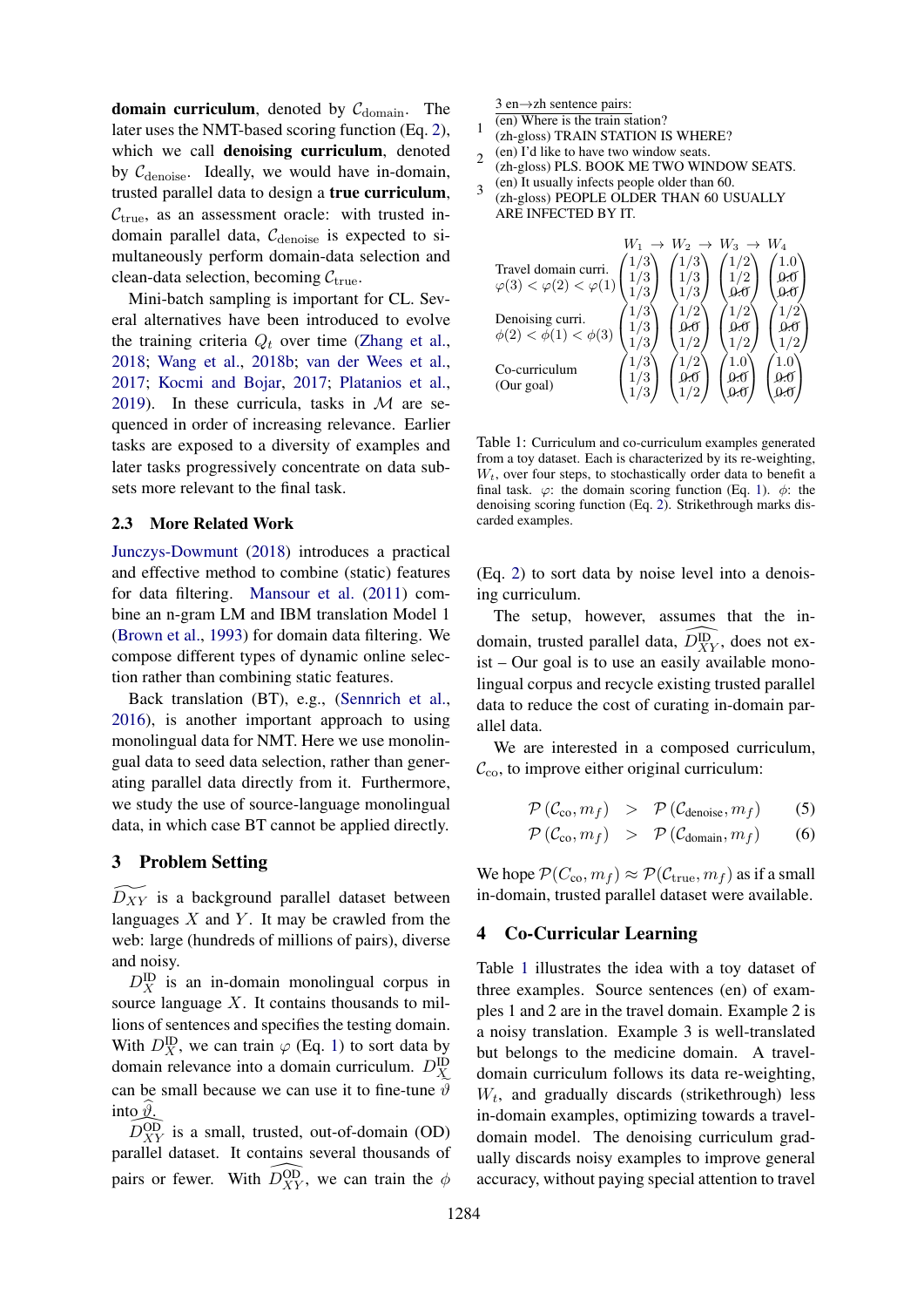**domain curriculum**, denoted by $\mathcal{C}_{\text{domain}}$. The later uses the NMT-based scoring function (Eq. 2), which we call **denoising curriculum**, denoted by $\mathcal{C}_{\text{denoise}}$. Ideally, we would have in-domain, trusted parallel data to design a **true curriculum**, $\mathcal{C}_{\text{true}}$, as an assessment oracle: with trusted in-domain parallel data, $\mathcal{C}_{\text{denoise}}$ is expected to simultaneously perform domain-data selection and clean-data selection, becoming $\mathcal{C}_{\text{true}}$.

Mini-batch sampling is important for CL. Several alternatives have been introduced to evolve the training criteria $Q_t$ over time (Zhang et al., 2018; Wang et al., 2018b; van der Wees et al., 2017; Kocmi and Bojar, 2017; Platanios et al., 2019). In these curricula, tasks in $\mathcal{M}$ are sequenced in order of increasing relevance. Earlier tasks are exposed to a diversity of examples and later tasks progressively concentrate on data subsets more relevant to the final task.

## 2.3 More Related Work

Junczys-Dowmunt (2018) introduces a practical and effective method to combine (static) features for data filtering. Mansour et al. (2011) combine an n-gram LM and IBM translation Model 1 (Brown et al., 1993) for domain data filtering. We compose different types of dynamic online selection rather than combining static features.

Back translation (BT), e.g., (Sennrich et al., 2016), is another important approach to using monolingual data for NMT. Here we use monolingual data to seed data selection, rather than generating parallel data directly from it. Furthermore, we study the use of source-language monolingual data, in which case BT cannot be applied directly.

# 3 Problem Setting

$\widetilde{D_{XY}}$ is a background parallel dataset between languages $X$ and $Y$. It may be crawled from the web: large (hundreds of millions of pairs), diverse and noisy.

$D_X^{\text{ID}}$ is an in-domain monolingual corpus in source language $X$. It contains thousands to millions of sentences and specifies the testing domain. With $D_X^{\text{ID}}$, we can train $\varphi$ (Eq. 1) to sort data by domain relevance into a domain curriculum. $D_X^{\text{ID}}$ can be small because we can use it to fine-tune $\vartheta$ into $\widehat{\vartheta}$.

$\widehat{D_{XY}^{\text{OD}}}$ is a small, trusted, out-of-domain (OD) parallel dataset. It contains several thousands of pairs or fewer. With $\widehat{D_{XY}^{\text{OD}}}$, we can train the $\phi$ (Eq. 2) to sort data by noise level into a denoising curriculum.

The setup, however, assumes that the in-domain, trusted parallel data, $\widehat{D_{XY}^{\text{ID}}}$, does not exist – Our goal is to use an easily available monolingual corpus and recycle existing trusted parallel data to reduce the cost of curating in-domain parallel data.

We are interested in a composed curriculum, $\mathcal{C}_{\text{co}}$, to improve either original curriculum:

$$\mathcal{P}\left(\mathcal{C}_{\text{co}}, m_f\right) \;>\; \mathcal{P}\left(\mathcal{C}_{\text{denoise}}, m_f\right) \tag{5}$$

$$\mathcal{P}\left(\mathcal{C}_{\text{co}}, m_f\right) \;>\; \mathcal{P}\left(\mathcal{C}_{\text{domain}}, m_f\right) \tag{6}$$

We hope $\mathcal{P}(C_{\text{co}}, m_f) \approx \mathcal{P}(\mathcal{C}_{\text{true}}, m_f)$ as if a small in-domain, trusted parallel dataset were available.

3 en→zh sentence pairs:

1. (en) Where is the train station?
   (zh-gloss) TRAIN STATION IS WHERE?
2. (en) I'd like to have two window seats.
   (zh-gloss) PLS. BOOK ME TWO WINDOW SEATS.
3. (en) It usually infects people older than 60.
   (zh-gloss) PEOPLE OLDER THAN 60 USUALLY ARE INFECTED BY IT.

| | $W_1$ → | $W_2$ → | $W_3$ → | $W_4$ |
|---|---|---|---|---|
| Travel domain curri. $\varphi(3) < \varphi(2) < \varphi(1)$ | (1/3, 1/3, 1/3) | (1/3, 1/3, 1/3) | (1/2, 1/2, ~~0.0~~) | (1.0, ~~0.0~~, ~~0.0~~) |
| Denoising curri. $\phi(2) < \phi(1) < \phi(3)$ | (1/3, 1/3, 1/3) | (1/2, ~~0.0~~, 1/2) | (1/2, ~~0.0~~, 1/2) | (1/2, ~~0.0~~, 1/2) |
| Co-curriculum (Our goal) | (1/3, 1/3, 1/3) | (1/2, ~~0.0~~, 1/2) | (1.0, ~~0.0~~, ~~0.0~~) | (1.0, ~~0.0~~, ~~0.0~~) |

Table 1: Curriculum and co-curriculum examples generated from a toy dataset. Each is characterized by its re-weighting, $W_t$, over four steps, to stochastically order data to benefit a final task. $\varphi$: the domain scoring function (Eq. 1). $\phi$: the denoising scoring function (Eq. 2). Strikethrough marks discarded examples.

# 4 Co-Curricular Learning

Table 1 illustrates the idea with a toy dataset of three examples. Source sentences (en) of examples 1 and 2 are in the travel domain. Example 2 is a noisy translation. Example 3 is well-translated but belongs to the medicine domain. A travel-domain curriculum follows its data re-weighting, $W_t$, and gradually discards (strikethrough) less in-domain examples, optimizing towards a travel-domain model. The denoising curriculum gradually discards noisy examples to improve general accuracy, without paying special attention to travel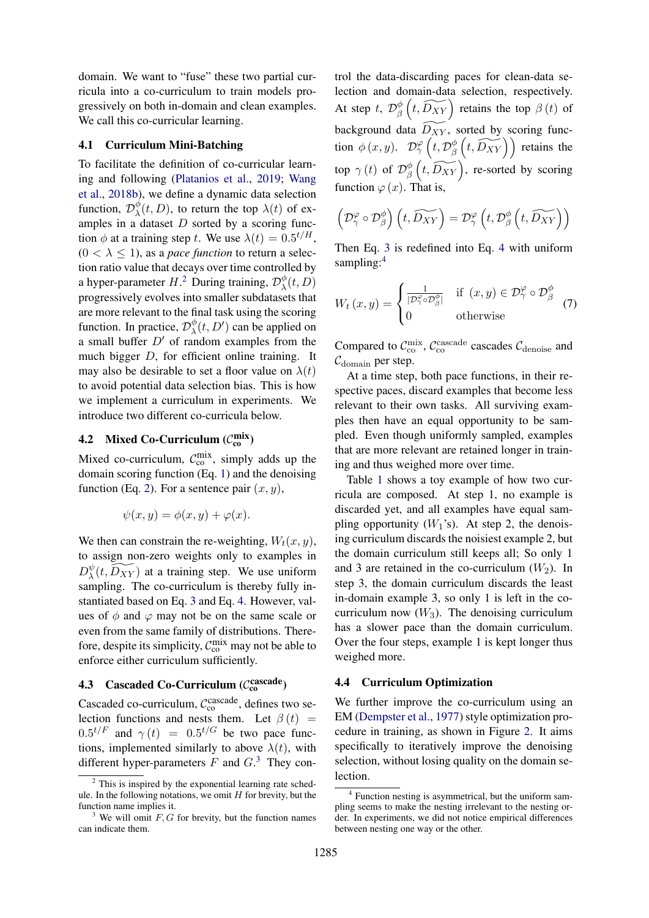domain. We want to "fuse" these two partial curricula into a co-curriculum to train models progressively on both in-domain and clean examples. We call this co-curricular learning.

### 4.1 Curriculum Mini-Batching

To facilitate the definition of co-curricular learning and following (Platanios et al., 2019; Wang et al., 2018b), we define a dynamic data selection function, $\mathcal{D}^{\phi}_{\lambda}(t, D)$, to return the top $\lambda(t)$ of examples in a dataset $D$ sorted by a scoring function $\phi$ at a training step $t$. We use $\lambda(t) = 0.5^{t/H}$, $(0 < \lambda \leq 1)$, as a *pace function* to return a selection ratio value that decays over time controlled by a hyper-parameter $H$.[2] During training, $\mathcal{D}^{\phi}_{\lambda}(t, D)$ progressively evolves into smaller subdatasets that are more relevant to the final task using the scoring function. In practice, $\mathcal{D}^{\phi}_{\lambda}(t, D')$ can be applied on a small buffer $D'$ of random examples from the much bigger $D$, for efficient online training. It may also be desirable to set a floor value on $\lambda(t)$ to avoid potential data selection bias. This is how we implement a curriculum in experiments. We introduce two different co-curricula below.

### 4.2 Mixed Co-Curriculum ($\mathcal{C}^{\text{mix}}_{\text{co}}$)

Mixed co-curriculum, $\mathcal{C}^{\text{mix}}_{\text{co}}$, simply adds up the domain scoring function (Eq. 1) and the denoising function (Eq. 2). For a sentence pair $(x, y)$,

$$\psi(x, y) = \phi(x, y) + \varphi(x).$$

We then can constrain the re-weighting, $W_t(x, y)$, to assign non-zero weights only to examples in $D^{\psi}_{\lambda}(t, \widetilde{D_{XY}})$ at a training step. We use uniform sampling. The co-curriculum is thereby fully instantiated based on Eq. 3 and Eq. 4. However, values of $\phi$ and $\varphi$ may not be on the same scale or even from the same family of distributions. Therefore, despite its simplicity, $\mathcal{C}^{\text{mix}}_{\text{co}}$ may not be able to enforce either curriculum sufficiently.

### 4.3 Cascaded Co-Curriculum ($\mathcal{C}^{\text{cascade}}_{\text{co}}$)

Cascaded co-curriculum, $\mathcal{C}^{\text{cascade}}_{\text{co}}$, defines two selection functions and nests them. Let $\beta(t) = 0.5^{t/F}$ and $\gamma(t) = 0.5^{t/G}$ be two pace functions, implemented similarly to above $\lambda(t)$, with different hyper-parameters $F$ and $G$.[3] They control the data-discarding paces for clean-data selection and domain-data selection, respectively. At step $t$, $\mathcal{D}^{\phi}_{\beta}\left(t, \widetilde{D_{XY}}\right)$ retains the top $\beta(t)$ of background data $\widetilde{D_{XY}}$, sorted by scoring function $\phi(x, y)$. $\mathcal{D}^{\varphi}_{\gamma}\left(t, \mathcal{D}^{\phi}_{\beta}\left(t, \widetilde{D_{XY}}\right)\right)$ retains the top $\gamma(t)$ of $\mathcal{D}^{\phi}_{\beta}\left(t, \widetilde{D_{XY}}\right)$, re-sorted by scoring function $\varphi(x)$. That is,

$$\left(\mathcal{D}^{\varphi}_{\gamma} \circ \mathcal{D}^{\phi}_{\beta}\right)\left(t, \widetilde{D_{XY}}\right) = \mathcal{D}^{\varphi}_{\gamma}\left(t, \mathcal{D}^{\phi}_{\beta}\left(t, \widetilde{D_{XY}}\right)\right)$$

Then Eq. 3 is redefined into Eq. 4 with uniform sampling:[4]

$$W_t(x, y) = \begin{cases} \frac{1}{|\mathcal{D}^{\varphi}_{\gamma} \circ \mathcal{D}^{\phi}_{\beta}|} & \text{if } (x, y) \in \mathcal{D}^{\varphi}_{\gamma} \circ \mathcal{D}^{\phi}_{\beta} \\ 0 & \text{otherwise} \end{cases} \tag{7}$$

Compared to $\mathcal{C}^{\text{mix}}_{\text{co}}$, $\mathcal{C}^{\text{cascade}}_{\text{co}}$ cascades $\mathcal{C}_{\text{denoise}}$ and $\mathcal{C}_{\text{domain}}$ per step.

At a time step, both pace functions, in their respective paces, discard examples that become less relevant to their own tasks. All surviving examples then have an equal opportunity to be sampled. Even though uniformly sampled, examples that are more relevant are retained longer in training and thus weighed more over time.

Table 1 shows a toy example of how two curricula are composed. At step 1, no example is discarded yet, and all examples have equal sampling opportunity ($W_1$'s). At step 2, the denoising curriculum discards the noisiest example 2, but the domain curriculum still keeps all; So only 1 and 3 are retained in the co-curriculum ($W_2$). In step 3, the domain curriculum discards the least in-domain example 3, so only 1 is left in the co-curriculum now ($W_3$). The denoising curriculum has a slower pace than the domain curriculum. Over the four steps, example 1 is kept longer thus weighed more.

### 4.4 Curriculum Optimization

We further improve the co-curriculum using an EM (Dempster et al., 1977) style optimization procedure in training, as shown in Figure 2. It aims specifically to iteratively improve the denoising selection, without losing quality on the domain selection.

---

[2] This is inspired by the exponential learning rate schedule. In the following notations, we omit $H$ for brevity, but the function name implies it.

[3] We will omit $F, G$ for brevity, but the function names can indicate them.

[4] Function nesting is asymmetrical, but the uniform sampling seems to make the nesting irrelevant to the nesting order. In experiments, we did not notice empirical differences between nesting one way or the other.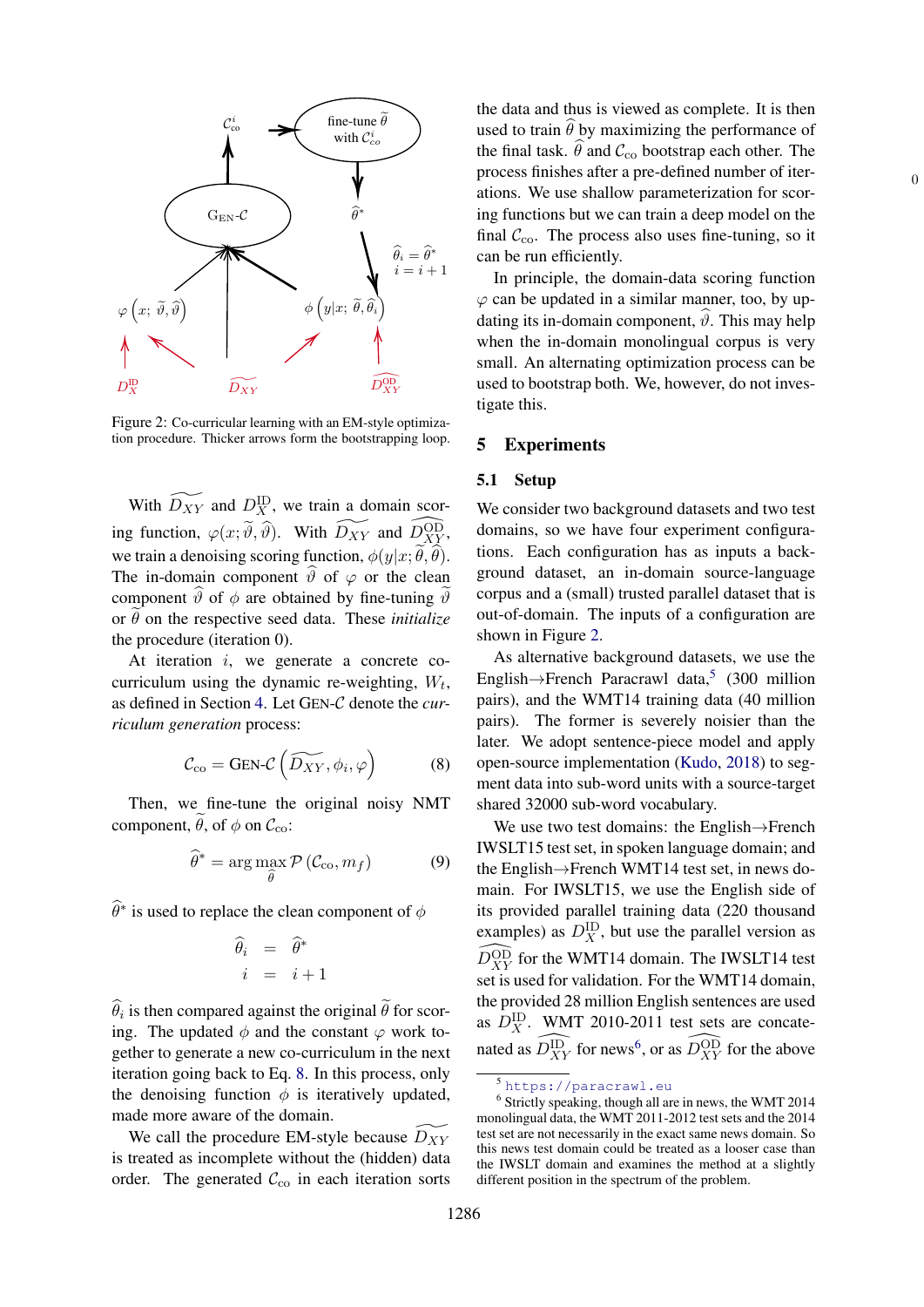Figure 2: Co-curricular learning with an EM-style optimization procedure. Thicker arrows form the bootstrapping loop.

With $\widetilde{D_{XY}}$ and $D_X^{\text{ID}}$, we train a domain scoring function, $\varphi(x; \widetilde{\vartheta}, \widehat{\vartheta})$. With $\widetilde{D_{XY}}$ and $\widehat{D_{XY}^{\text{OD}}}$, we train a denoising scoring function, $\phi(y|x; \widetilde{\theta}, \widehat{\theta})$. The in-domain component $\widehat{\vartheta}$ of $\varphi$ or the clean component $\widehat{\vartheta}$ of $\phi$ are obtained by fine-tuning $\widetilde{\vartheta}$ or $\widetilde{\theta}$ on the respective seed data. These *initialize* the procedure (iteration 0).

At iteration $i$, we generate a concrete co-curriculum using the dynamic re-weighting, $W_t$, as defined in Section 4. Let GEN-$\mathcal{C}$ denote the *curriculum generation* process:

$$\mathcal{C}_{\text{co}} = \text{GEN-}\mathcal{C}\left(\widetilde{D_{XY}}, \phi_i, \varphi\right) \quad (8)$$

Then, we fine-tune the original noisy NMT component, $\widetilde{\theta}$, of $\phi$ on $\mathcal{C}_{\text{co}}$:

$$\widehat{\theta}^* = \arg\max_{\widehat{\theta}} \mathcal{P}\left(\mathcal{C}_{\text{co}}, m_f\right) \quad (9)$$

$\widehat{\theta}^*$ is used to replace the clean component of $\phi$

$$\widehat{\theta}_i = \widehat{\theta}^*$$
$$i = i + 1$$

$\widehat{\theta}_i$ is then compared against the original $\widetilde{\theta}$ for scoring. The updated $\phi$ and the constant $\varphi$ work together to generate a new co-curriculum in the next iteration going back to Eq. 8. In this process, only the denoising function $\phi$ is iteratively updated, made more aware of the domain.

We call the procedure EM-style because $\widetilde{D_{XY}}$ is treated as incomplete without the (hidden) data order. The generated $\mathcal{C}_{\text{co}}$ in each iteration sorts the data and thus is viewed as complete. It is then used to train $\widehat{\theta}$ by maximizing the performance of the final task. $\widehat{\theta}$ and $\mathcal{C}_{\text{co}}$ bootstrap each other. The process finishes after a pre-defined number of iterations. We use shallow parameterization for scoring functions but we can train a deep model on the final $\mathcal{C}_{\text{co}}$. The process also uses fine-tuning, so it can be run efficiently.

In principle, the domain-data scoring function $\varphi$ can be updated in a similar manner, too, by updating its in-domain component, $\widehat{\vartheta}$. This may help when the in-domain monolingual corpus is very small. An alternating optimization process can be used to bootstrap both. We, however, do not investigate this.

## 5 Experiments

### 5.1 Setup

We consider two background datasets and two test domains, so we have four experiment configurations. Each configuration has as inputs a background dataset, an in-domain source-language corpus and a (small) trusted parallel dataset that is out-of-domain. The inputs of a configuration are shown in Figure 2.

As alternative background datasets, we use the English→French Paracrawl data,[5] (300 million pairs), and the WMT14 training data (40 million pairs). The former is severely noisier than the later. We adopt sentence-piece model and apply open-source implementation (Kudo, 2018) to segment data into sub-word units with a source-target shared 32000 sub-word vocabulary.

We use two test domains: the English→French IWSLT15 test set, in spoken language domain; and the English→French WMT14 test set, in news domain. For IWSLT15, we use the English side of its provided parallel training data (220 thousand examples) as $D_X^{\text{ID}}$, but use the parallel version as $\widehat{D_{XY}^{\text{OD}}}$ for the WMT14 domain. The IWSLT14 test set is used for validation. For the WMT14 domain, the provided 28 million English sentences are used as $D_X^{\text{ID}}$. WMT 2010-2011 test sets are concatenated as $\widehat{D_{XY}^{\text{ID}}}$ for news[6], or as $\widehat{D_{XY}^{\text{OD}}}$ for the above

[5] https://paracrawl.eu

[6] Strictly speaking, though all are in news, the WMT 2014 monolingual data, the WMT 2011-2012 test sets and the 2014 test set are not necessarily in the exact same news domain. So this news test domain could be treated as a looser case than the IWSLT domain and examines the method at a slightly different position in the spectrum of the problem.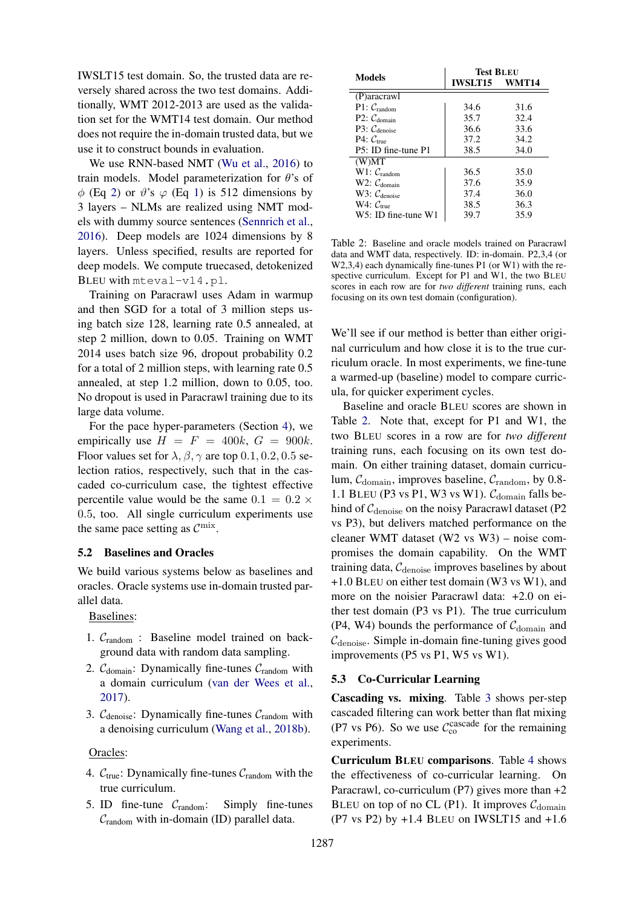IWSLT15 test domain. So, the trusted data are reversely shared across the two test domains. Additionally, WMT 2012-2013 are used as the validation set for the WMT14 test domain. Our method does not require the in-domain trusted data, but we use it to construct bounds in evaluation.

We use RNN-based NMT (Wu et al., 2016) to train models. Model parameterization for $\theta$'s of $\phi$ (Eq 2) or $\vartheta$'s $\varphi$ (Eq 1) is 512 dimensions by 3 layers – NLMs are realized using NMT models with dummy source sentences (Sennrich et al., 2016). Deep models are 1024 dimensions by 8 layers. Unless specified, results are reported for deep models. We compute truecased, detokenized BLEU with `mteval-v14.pl`.

Training on Paracrawl uses Adam in warmup and then SGD for a total of 3 million steps using batch size 128, learning rate 0.5 annealed, at step 2 million, down to 0.05. Training on WMT 2014 uses batch size 96, dropout probability 0.2 for a total of 2 million steps, with learning rate 0.5 annealed, at step 1.2 million, down to 0.05, too. No dropout is used in Paracrawl training due to its large data volume.

For the pace hyper-parameters (Section 4), we empirically use $H = F = 400k$, $G = 900k$. Floor values set for $\lambda, \beta, \gamma$ are top $0.1, 0.2, 0.5$ selection ratios, respectively, such that in the cascaded co-curriculum case, the tightest effective percentile value would be the same $0.1 = 0.2 \times 0.5$, too. All single curriculum experiments use the same pace setting as $\mathcal{C}^{\text{mix}}$.

### 5.2 Baselines and Oracles

We build various systems below as baselines and oracles. Oracle systems use in-domain trusted parallel data.

Baselines:

1. $\mathcal{C}_{\text{random}}$ : Baseline model trained on background data with random data sampling.
2. $\mathcal{C}_{\text{domain}}$: Dynamically fine-tunes $\mathcal{C}_{\text{random}}$ with a domain curriculum (van der Wees et al., 2017).
3. $\mathcal{C}_{\text{denoise}}$: Dynamically fine-tunes $\mathcal{C}_{\text{random}}$ with a denoising curriculum (Wang et al., 2018b).

Oracles:

4. $\mathcal{C}_{\text{true}}$: Dynamically fine-tunes $\mathcal{C}_{\text{random}}$ with the true curriculum.
5. ID fine-tune $\mathcal{C}_{\text{random}}$: Simply fine-tunes $\mathcal{C}_{\text{random}}$ with in-domain (ID) parallel data.

| Models | Test BLEU | |
|---|---|---|
| | IWSLT15 | WMT14 |
| (P)aracrawl | | |
| P1: $\mathcal{C}_{\text{random}}$ | 34.6 | 31.6 |
| P2: $\mathcal{C}_{\text{domain}}$ | 35.7 | 32.4 |
| P3: $\mathcal{C}_{\text{denoise}}$ | 36.6 | 33.6 |
| P4: $\mathcal{C}_{\text{true}}$ | 37.2 | 34.2 |
| P5: ID fine-tune P1 | 38.5 | 34.0 |
| (W)MT | | |
| W1: $\mathcal{C}_{\text{random}}$ | 36.5 | 35.0 |
| W2: $\mathcal{C}_{\text{domain}}$ | 37.6 | 35.9 |
| W3: $\mathcal{C}_{\text{denoise}}$ | 37.4 | 36.0 |
| W4: $\mathcal{C}_{\text{true}}$ | 38.5 | 36.3 |
| W5: ID fine-tune W1 | 39.7 | 35.9 |

Table 2: Baseline and oracle models trained on Paracrawl data and WMT data, respectively. ID: in-domain. P2,3,4 (or W2,3,4) each dynamically fine-tunes P1 (or W1) with the respective curriculum. Except for P1 and W1, the two BLEU scores in each row are for *two different* training runs, each focusing on its own test domain (configuration).

We'll see if our method is better than either original curriculum and how close it is to the true curriculum oracle. In most experiments, we fine-tune a warmed-up (baseline) model to compare curricula, for quicker experiment cycles.

Baseline and oracle BLEU scores are shown in Table 2. Note that, except for P1 and W1, the two BLEU scores in a row are for *two different* training runs, each focusing on its own test domain. On either training dataset, domain curriculum, $\mathcal{C}_{\text{domain}}$, improves $\mathcal{C}_{\text{random}}$, by 0.8-1.1 BLEU (P3 vs P1, W3 vs W1). $\mathcal{C}_{\text{domain}}$ falls behind of $\mathcal{C}_{\text{denoise}}$ on the noisy Paracrawl dataset (P2 vs P3), but delivers matched performance on the cleaner WMT dataset (W2 vs W3) – noise compromises the domain capability. On the WMT training data, $\mathcal{C}_{\text{denoise}}$ improves baselines by about +1.0 BLEU on either test domain (W3 vs W1), and more on the noisier Paracrawl data: +2.0 on either test domain (P3 vs P1). The true curriculum (P4, W4) bounds the performance of $\mathcal{C}_{\text{domain}}$ and $\mathcal{C}_{\text{denoise}}$. Simple in-domain fine-tuning gives good improvements (P5 vs P1, W5 vs W1).

### 5.3 Co-Curricular Learning

**Cascading vs. mixing**. Table 3 shows per-step cascaded filtering can work better than flat mixing (P7 vs P6). So we use $\mathcal{C}_{\text{co}}^{\text{cascade}}$ for the remaining experiments.

**Curriculum BLEU comparisons**. Table 4 shows the effectiveness of co-curricular learning. On Paracrawl, co-curriculum (P7) gives more than +2 BLEU on top of no CL (P1). It improves $\mathcal{C}_{\text{domain}}$ (P7 vs P2) by +1.4 BLEU on IWSLT15 and +1.6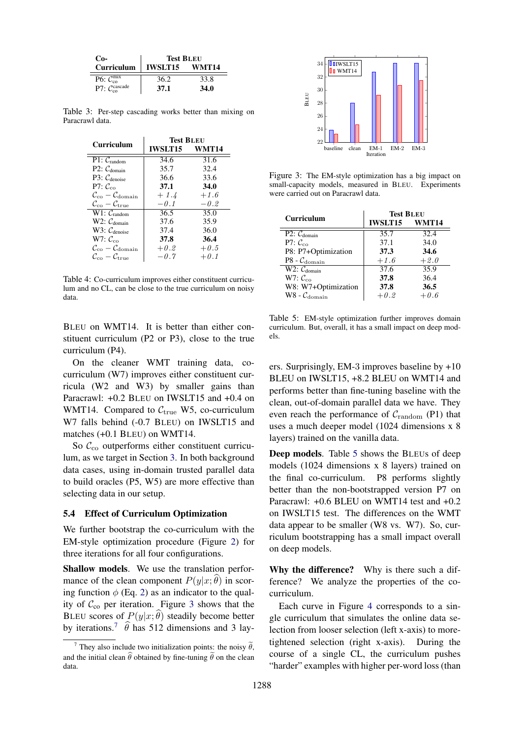| Co-Curriculum | Test BLEU | |
|---|---|---|
| | IWSLT15 | WMT14 |
| P6: $\mathcal{C}_{\text{co}}^{\text{mix}}$ | 36.2 | 33.8 |
| P7: $\mathcal{C}_{\text{co}}^{\text{cascade}}$ | **37.1** | **34.0** |

Table 3: Per-step cascading works better than mixing on Paracrawl data.

| Curriculum | Test BLEU | |
|---|---|---|
| | IWSLT15 | WMT14 |
| P1: $\mathcal{C}_{\text{random}}$ | 34.6 | 31.6 |
| P2: $\mathcal{C}_{\text{domain}}$ | 35.7 | 32.4 |
| P3: $\mathcal{C}_{\text{denoise}}$ | 36.6 | 33.6 |
| P7: $\mathcal{C}_{\text{co}}$ | **37.1** | **34.0** |
| $\mathcal{C}_{\text{co}} - \mathcal{C}_{\text{domain}}$ | *+1.4* | *+1.6* |
| $\mathcal{C}_{\text{co}} - \mathcal{C}_{\text{true}}$ | *−0.1* | *−0.2* |
| W1: $\mathcal{C}_{\text{random}}$ | 36.5 | 35.0 |
| W2: $\mathcal{C}_{\text{domain}}$ | 37.6 | 35.9 |
| W3: $\mathcal{C}_{\text{denoise}}$ | 37.4 | 36.0 |
| W7: $\mathcal{C}_{\text{co}}$ | **37.8** | **36.4** |
| $\mathcal{C}_{\text{co}} - \mathcal{C}_{\text{domain}}$ | *+0.2* | *+0.5* |
| $\mathcal{C}_{\text{co}} - \mathcal{C}_{\text{true}}$ | *−0.7* | *+0.1* |

Table 4: Co-curriculum improves either constituent curriculum and no CL, can be close to the true curriculum on noisy data.

BLEU on WMT14. It is better than either constituent curriculum (P2 or P3), close to the true curriculum (P4).

On the cleaner WMT training data, co-curriculum (W7) improves either constituent curricula (W2 and W3) by smaller gains than Paracrawl: +0.2 BLEU on IWSLT15 and +0.4 on WMT14. Compared to $\mathcal{C}_{\text{true}}$ W5, co-curriculum W7 falls behind (-0.7 BLEU) on IWSLT15 and matches (+0.1 BLEU) on WMT14.

So $\mathcal{C}_{\text{co}}$ outperforms either constituent curriculum, as we target in Section 3. In both background data cases, using in-domain trusted parallel data to build oracles (P5, W5) are more effective than selecting data in our setup.

## 5.4 Effect of Curriculum Optimization

We further bootstrap the co-curriculum with the EM-style optimization procedure (Figure 2) for three iterations for all four configurations.

**Shallow models**. We use the translation performance of the clean component $P(y|x;\widehat{\theta})$ in scoring function $\phi$ (Eq. 2) as an indicator to the quality of $\mathcal{C}_{\text{co}}$ per iteration. Figure 3 shows that the BLEU scores of $P(y|x;\widehat{\theta})$ steadily become better by iterations.[7] $\widehat{\theta}$ has 512 dimensions and 3 layers. Surprisingly, EM-3 improves baseline by +10 BLEU on IWSLT15, +8.2 BLEU on WMT14 and performs better than fine-tuning baseline with the clean, out-of-domain parallel data we have. They even reach the performance of $\mathcal{C}_{\text{random}}$ (P1) that uses a much deeper model (1024 dimensions x 8 layers) trained on the vanilla data.

[7] They also include two initialization points: the noisy $\widetilde{\theta}$, and the initial clean $\widehat{\theta}$ obtained by fine-tuning $\widetilde{\theta}$ on the clean data.

Figure 3: The EM-style optimization has a big impact on small-capacity models, measured in BLEU. Experiments were carried out on Paracrawl data.

| Curriculum | Test BLEU | |
|---|---|---|
| | IWSLT15 | WMT14 |
| P2: $\mathcal{C}_{\text{domain}}$ | 35.7 | 32.4 |
| P7: $\mathcal{C}_{\text{co}}$ | 37.1 | 34.0 |
| P8: P7+Optimization | **37.3** | **34.6** |
| P8 - $\mathcal{C}_{\text{domain}}$ | *+1.6* | *+2.0* |
| W2: $\mathcal{C}_{\text{domain}}$ | 37.6 | 35.9 |
| W7: $\mathcal{C}_{\text{co}}$ | **37.8** | 36.4 |
| W8: W7+Optimization | **37.8** | **36.5** |
| W8 - $\mathcal{C}_{\text{domain}}$ | *+0.2* | *+0.6* |

Table 5: EM-style optimization further improves domain curriculum. But, overall, it has a small impact on deep models.

**Deep models**. Table 5 shows the BLEUs of deep models (1024 dimensions x 8 layers) trained on the final co-curriculum. P8 performs slightly better than the non-bootstrapped version P7 on Paracrawl: +0.6 BLEU on WMT14 test and +0.2 on IWSLT15 test. The differences on the WMT data appear to be smaller (W8 vs. W7). So, curriculum bootstrapping has a small impact overall on deep models.

**Why the difference?** Why is there such a difference? We analyze the properties of the co-curriculum.

Each curve in Figure 4 corresponds to a single curriculum that simulates the online data selection from looser selection (left x-axis) to more-tightened selection (right x-axis). During the course of a single CL, the curriculum pushes "harder" examples with higher per-word loss (than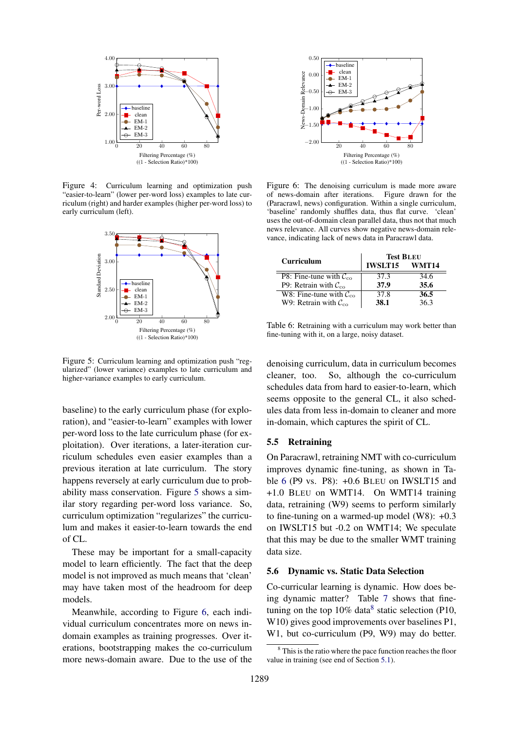Figure 4: Curriculum learning and optimization push "easier-to-learn" (lower per-word loss) examples to late curriculum (right) and harder examples (higher per-word loss) to early curriculum (left).

Figure 5: Curriculum learning and optimization push "regularized" (lower variance) examples to late curriculum and higher-variance examples to early curriculum.

baseline) to the early curriculum phase (for exploration), and "easier-to-learn" examples with lower per-word loss to the late curriculum phase (for exploitation). Over iterations, a later-iteration curriculum schedules even easier examples than a previous iteration at late curriculum. The story happens reversely at early curriculum due to probability mass conservation. Figure 5 shows a similar story regarding per-word loss variance. So, curriculum optimization "regularizes" the curriculum and makes it easier-to-learn towards the end of CL.

These may be important for a small-capacity model to learn efficiently. The fact that the deep model is not improved as much means that 'clean' may have taken most of the headroom for deep models.

Meanwhile, according to Figure 6, each individual curriculum concentrates more on news in-domain examples as training progresses. Over iterations, bootstrapping makes the co-curriculum more news-domain aware. Due to the use of the denoising curriculum, data in curriculum becomes cleaner, too. So, although the co-curriculum schedules data from hard to easier-to-learn, which seems opposite to the general CL, it also schedules data from less in-domain to cleaner and more in-domain, which captures the spirit of CL.

Figure 6: The denoising curriculum is made more aware of news-domain after iterations. Figure drawn for the (Paracrawl, news) configuration. Within a single curriculum, 'baseline' randomly shuffles data, thus flat curve. 'clean' uses the out-of-domain clean parallel data, thus not that much news relevance. All curves show negative news-domain relevance, indicating lack of news data in Paracrawl data.

| Curriculum | Test BLEU | |
|---|---|---|
| | IWSLT15 | WMT14 |
| P8: Fine-tune with $\mathcal{C}_{co}$ | 37.3 | 34.6 |
| P9: Retrain with $\mathcal{C}_{co}$ | **37.9** | **35.6** |
| W8: Fine-tune with $\mathcal{C}_{co}$ | 37.8 | **36.5** |
| W9: Retrain with $\mathcal{C}_{co}$ | **38.1** | 36.3 |

Table 6: Retraining with a curriculum may work better than fine-tuning with it, on a large, noisy dataset.

### 5.5 Retraining

On Paracrawl, retraining NMT with co-curriculum improves dynamic fine-tuning, as shown in Table 6 (P9 vs. P8): +0.6 BLEU on IWSLT15 and +1.0 BLEU on WMT14. On WMT14 training data, retraining (W9) seems to perform similarly to fine-tuning on a warmed-up model (W8): +0.3 on IWSLT15 but -0.2 on WMT14; We speculate that this may be due to the smaller WMT training data size.

### 5.6 Dynamic vs. Static Data Selection

Co-curricular learning is dynamic. How does being dynamic matter? Table 7 shows that fine-tuning on the top 10% data[8] static selection (P10, W10) gives good improvements over baselines P1, W1, but co-curriculum (P9, W9) may do better.

[8] This is the ratio where the pace function reaches the floor value in training (see end of Section 5.1).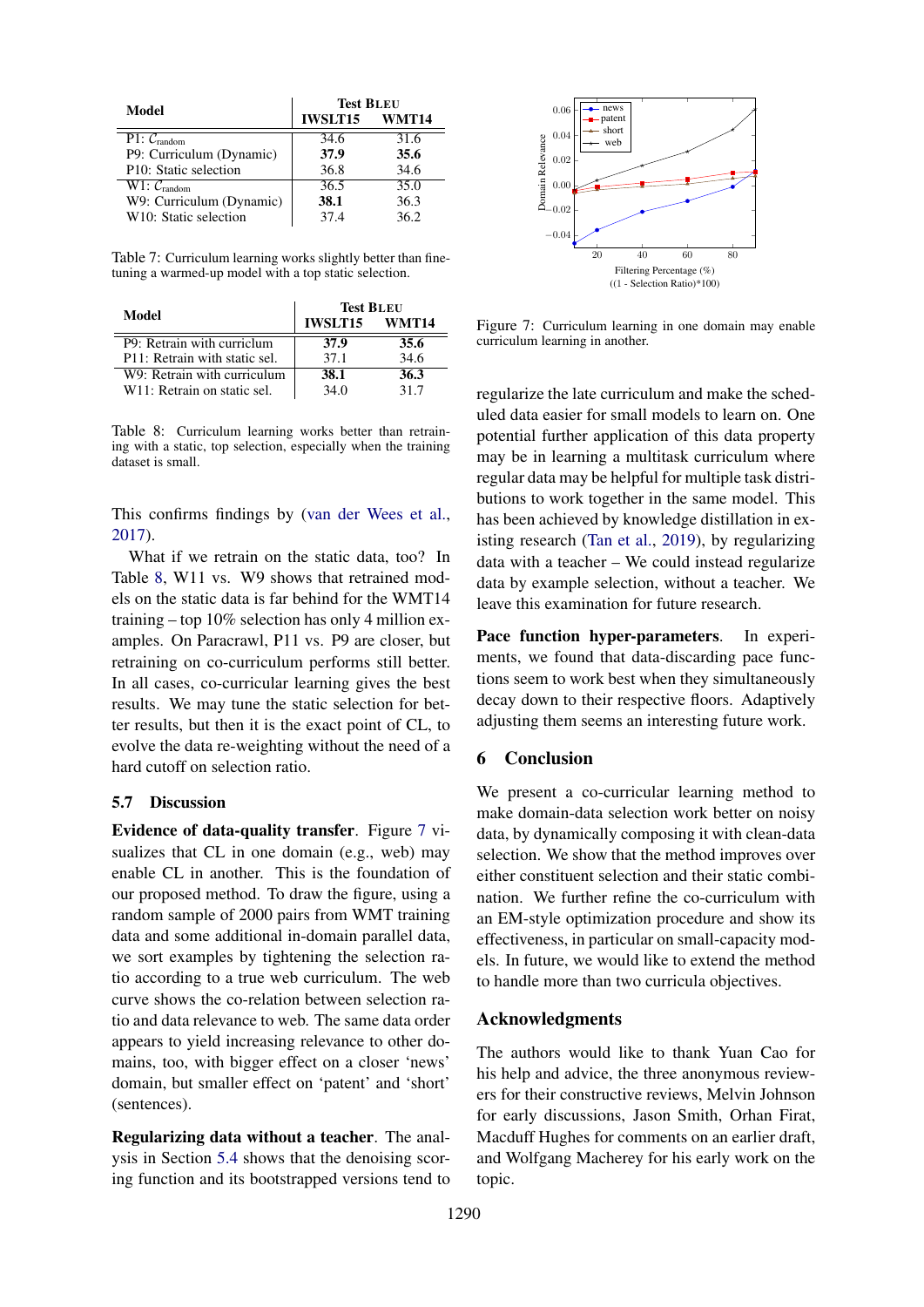| Model | Test BLEU | |
|---|---|---|
| | IWSLT15 | WMT14 |
| P1: $\mathcal{C}_{\text{random}}$ | 34.6 | 31.6 |
| P9: Curriculum (Dynamic) | **37.9** | **35.6** |
| P10: Static selection | 36.8 | 34.6 |
| W1: $\mathcal{C}_{\text{random}}$ | 36.5 | 35.0 |
| W9: Curriculum (Dynamic) | **38.1** | 36.3 |
| W10: Static selection | 37.4 | 36.2 |

Table 7: Curriculum learning works slightly better than fine-tuning a warmed-up model with a top static selection.

| Model | Test BLEU | |
|---|---|---|
| | IWSLT15 | WMT14 |
| P9: Retrain with curriculum | **37.9** | **35.6** |
| P11: Retrain with static sel. | 37.1 | 34.6 |
| W9: Retrain with curriculum | **38.1** | **36.3** |
| W11: Retrain on static sel. | 34.0 | 31.7 |

Table 8: Curriculum learning works better than retraining with a static, top selection, especially when the training dataset is small.

This confirms findings by (van der Wees et al., 2017).

What if we retrain on the static data, too? In Table 8, W11 vs. W9 shows that retrained models on the static data is far behind for the WMT14 training – top 10% selection has only 4 million examples. On Paracrawl, P11 vs. P9 are closer, but retraining on co-curriculum performs still better. In all cases, co-curricular learning gives the best results. We may tune the static selection for better results, but then it is the exact point of CL, to evolve the data re-weighting without the need of a hard cutoff on selection ratio.

### 5.7 Discussion

**Evidence of data-quality transfer**. Figure 7 visualizes that CL in one domain (e.g., web) may enable CL in another. This is the foundation of our proposed method. To draw the figure, using a random sample of 2000 pairs from WMT training data and some additional in-domain parallel data, we sort examples by tightening the selection ratio according to a true web curriculum. The web curve shows the co-relation between selection ratio and data relevance to web. The same data order appears to yield increasing relevance to other domains, too, with bigger effect on a closer 'news' domain, but smaller effect on 'patent' and 'short' (sentences).

**Regularizing data without a teacher**. The analysis in Section 5.4 shows that the denoising scoring function and its bootstrapped versions tend to regularize the late curriculum and make the scheduled data easier for small models to learn on. One potential further application of this data property may be in learning a multitask curriculum where regular data may be helpful for multiple task distributions to work together in the same model. This has been achieved by knowledge distillation in existing research (Tan et al., 2019), by regularizing data with a teacher – We could instead regularize data by example selection, without a teacher. We leave this examination for future research.

Figure 7: Curriculum learning in one domain may enable curriculum learning in another.

**Pace function hyper-parameters**. In experiments, we found that data-discarding pace functions seem to work best when they simultaneously decay down to their respective floors. Adaptively adjusting them seems an interesting future work.

## 6 Conclusion

We present a co-curricular learning method to make domain-data selection work better on noisy data, by dynamically composing it with clean-data selection. We show that the method improves over either constituent selection and their static combination. We further refine the co-curriculum with an EM-style optimization procedure and show its effectiveness, in particular on small-capacity models. In future, we would like to extend the method to handle more than two curricula objectives.

## Acknowledgments

The authors would like to thank Yuan Cao for his help and advice, the three anonymous reviewers for their constructive reviews, Melvin Johnson for early discussions, Jason Smith, Orhan Firat, Macduff Hughes for comments on an earlier draft, and Wolfgang Macherey for his early work on the topic.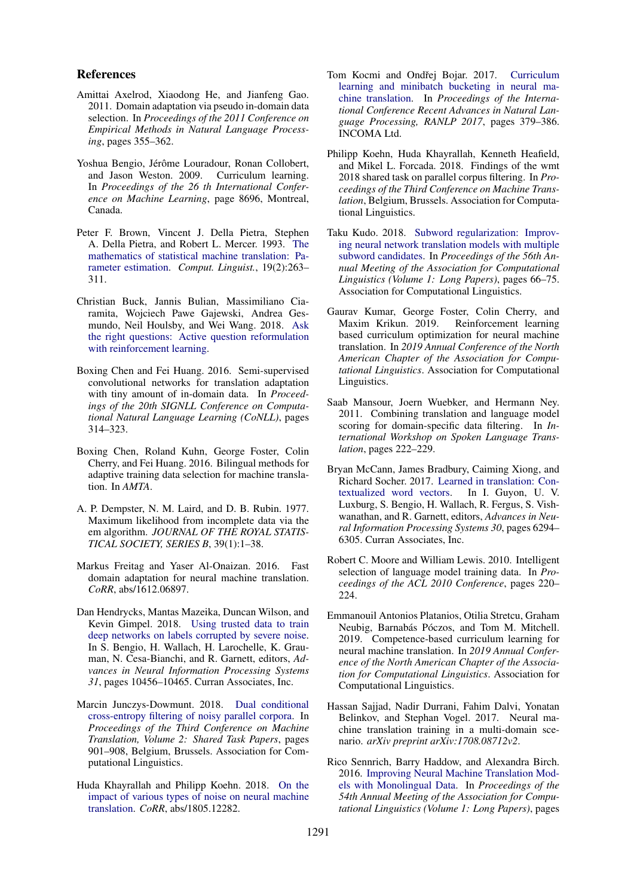## References

Amittai Axelrod, Xiaodong He, and Jianfeng Gao. 2011. Domain adaptation via pseudo in-domain data selection. In *Proceedings of the 2011 Conference on Empirical Methods in Natural Language Processing*, pages 355–362.

Yoshua Bengio, Jérôme Louradour, Ronan Collobert, and Jason Weston. 2009. Curriculum learning. In *Proceedings of the 26 th International Conference on Machine Learning*, page 8696, Montreal, Canada.

Peter F. Brown, Vincent J. Della Pietra, Stephen A. Della Pietra, and Robert L. Mercer. 1993. The mathematics of statistical machine translation: Parameter estimation. *Comput. Linguist.*, 19(2):263–311.

Christian Buck, Jannis Bulian, Massimiliano Ciaramita, Wojciech Pawe Gajewski, Andrea Gesmundo, Neil Houlsby, and Wei Wang. 2018. Ask the right questions: Active question reformulation with reinforcement learning.

Boxing Chen and Fei Huang. 2016. Semi-supervised convolutional networks for translation adaptation with tiny amount of in-domain data. In *Proceedings of the 20th SIGNLL Conference on Computational Natural Language Learning (CoNLL)*, pages 314–323.

Boxing Chen, Roland Kuhn, George Foster, Colin Cherry, and Fei Huang. 2016. Bilingual methods for adaptive training data selection for machine translation. In *AMTA*.

A. P. Dempster, N. M. Laird, and D. B. Rubin. 1977. Maximum likelihood from incomplete data via the em algorithm. *JOURNAL OF THE ROYAL STATISTICAL SOCIETY, SERIES B*, 39(1):1–38.

Markus Freitag and Yaser Al-Onaizan. 2016. Fast domain adaptation for neural machine translation. *CoRR*, abs/1612.06897.

Dan Hendrycks, Mantas Mazeika, Duncan Wilson, and Kevin Gimpel. 2018. Using trusted data to train deep networks on labels corrupted by severe noise. In S. Bengio, H. Wallach, H. Larochelle, K. Grauman, N. Cesa-Bianchi, and R. Garnett, editors, *Advances in Neural Information Processing Systems 31*, pages 10456–10465. Curran Associates, Inc.

Marcin Junczys-Dowmunt. 2018. Dual conditional cross-entropy filtering of noisy parallel corpora. In *Proceedings of the Third Conference on Machine Translation, Volume 2: Shared Task Papers*, pages 901–908, Belgium, Brussels. Association for Computational Linguistics.

Huda Khayrallah and Philipp Koehn. 2018. On the impact of various types of noise on neural machine translation. *CoRR*, abs/1805.12282.

Tom Kocmi and Ondřej Bojar. 2017. Curriculum learning and minibatch bucketing in neural machine translation. In *Proceedings of the International Conference Recent Advances in Natural Language Processing, RANLP 2017*, pages 379–386. INCOMA Ltd.

Philipp Koehn, Huda Khayrallah, Kenneth Heafield, and Mikel L. Forcada. 2018. Findings of the wmt 2018 shared task on parallel corpus filtering. In *Proceedings of the Third Conference on Machine Translation*, Belgium, Brussels. Association for Computational Linguistics.

Taku Kudo. 2018. Subword regularization: Improving neural network translation models with multiple subword candidates. In *Proceedings of the 56th Annual Meeting of the Association for Computational Linguistics (Volume 1: Long Papers)*, pages 66–75. Association for Computational Linguistics.

Gaurav Kumar, George Foster, Colin Cherry, and Maxim Krikun. 2019. Reinforcement learning based curriculum optimization for neural machine translation. In *2019 Annual Conference of the North American Chapter of the Association for Computational Linguistics*. Association for Computational Linguistics.

Saab Mansour, Joern Wuebker, and Hermann Ney. 2011. Combining translation and language model scoring for domain-specific data filtering. In *International Workshop on Spoken Language Translation*, pages 222–229.

Bryan McCann, James Bradbury, Caiming Xiong, and Richard Socher. 2017. Learned in translation: Contextualized word vectors. In I. Guyon, U. V. Luxburg, S. Bengio, H. Wallach, R. Fergus, S. Vishwanathan, and R. Garnett, editors, *Advances in Neural Information Processing Systems 30*, pages 6294–6305. Curran Associates, Inc.

Robert C. Moore and William Lewis. 2010. Intelligent selection of language model training data. In *Proceedings of the ACL 2010 Conference*, pages 220–224.

Emmanouil Antonios Platanios, Otilia Stretcu, Graham Neubig, Barnabás Póczos, and Tom M. Mitchell. 2019. Competence-based curriculum learning for neural machine translation. In *2019 Annual Conference of the North American Chapter of the Association for Computational Linguistics*. Association for Computational Linguistics.

Hassan Sajjad, Nadir Durrani, Fahim Dalvi, Yonatan Belinkov, and Stephan Vogel. 2017. Neural machine translation training in a multi-domain scenario. *arXiv preprint arXiv:1708.08712v2*.

Rico Sennrich, Barry Haddow, and Alexandra Birch. 2016. Improving Neural Machine Translation Models with Monolingual Data. In *Proceedings of the 54th Annual Meeting of the Association for Computational Linguistics (Volume 1: Long Papers)*, pages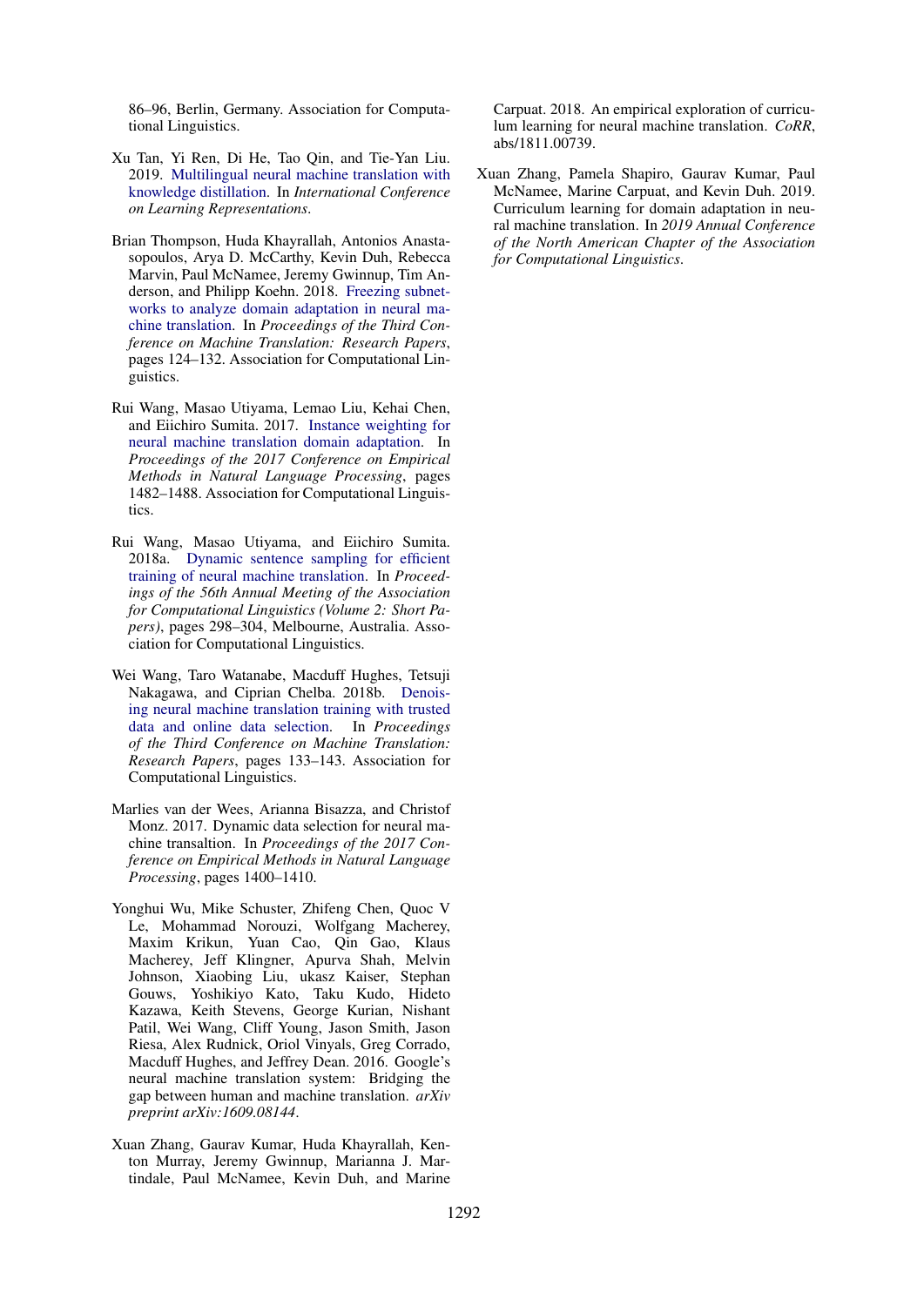86–96, Berlin, Germany. Association for Computational Linguistics.

Xu Tan, Yi Ren, Di He, Tao Qin, and Tie-Yan Liu. 2019. Multilingual neural machine translation with knowledge distillation. In *International Conference on Learning Representations*.

Brian Thompson, Huda Khayrallah, Antonios Anastasopoulos, Arya D. McCarthy, Kevin Duh, Rebecca Marvin, Paul McNamee, Jeremy Gwinnup, Tim Anderson, and Philipp Koehn. 2018. Freezing subnetworks to analyze domain adaptation in neural machine translation. In *Proceedings of the Third Conference on Machine Translation: Research Papers*, pages 124–132. Association for Computational Linguistics.

Rui Wang, Masao Utiyama, Lemao Liu, Kehai Chen, and Eiichiro Sumita. 2017. Instance weighting for neural machine translation domain adaptation. In *Proceedings of the 2017 Conference on Empirical Methods in Natural Language Processing*, pages 1482–1488. Association for Computational Linguistics.

Rui Wang, Masao Utiyama, and Eiichiro Sumita. 2018a. Dynamic sentence sampling for efficient training of neural machine translation. In *Proceedings of the 56th Annual Meeting of the Association for Computational Linguistics (Volume 2: Short Papers)*, pages 298–304, Melbourne, Australia. Association for Computational Linguistics.

Wei Wang, Taro Watanabe, Macduff Hughes, Tetsuji Nakagawa, and Ciprian Chelba. 2018b. Denoising neural machine translation training with trusted data and online data selection. In *Proceedings of the Third Conference on Machine Translation: Research Papers*, pages 133–143. Association for Computational Linguistics.

Marlies van der Wees, Arianna Bisazza, and Christof Monz. 2017. Dynamic data selection for neural machine transaltion. In *Proceedings of the 2017 Conference on Empirical Methods in Natural Language Processing*, pages 1400–1410.

Yonghui Wu, Mike Schuster, Zhifeng Chen, Quoc V Le, Mohammad Norouzi, Wolfgang Macherey, Maxim Krikun, Yuan Cao, Qin Gao, Klaus Macherey, Jeff Klingner, Apurva Shah, Melvin Johnson, Xiaobing Liu, ukasz Kaiser, Stephan Gouws, Yoshikiyo Kato, Taku Kudo, Hideto Kazawa, Keith Stevens, George Kurian, Nishant Patil, Wei Wang, Cliff Young, Jason Smith, Jason Riesa, Alex Rudnick, Oriol Vinyals, Greg Corrado, Macduff Hughes, and Jeffrey Dean. 2016. Google's neural machine translation system: Bridging the gap between human and machine translation. *arXiv preprint arXiv:1609.08144*.

Xuan Zhang, Gaurav Kumar, Huda Khayrallah, Kenton Murray, Jeremy Gwinnup, Marianna J. Martindale, Paul McNamee, Kevin Duh, and Marine Carpuat. 2018. An empirical exploration of curriculum learning for neural machine translation. *CoRR*, abs/1811.00739.

Xuan Zhang, Pamela Shapiro, Gaurav Kumar, Paul McNamee, Marine Carpuat, and Kevin Duh. 2019. Curriculum learning for domain adaptation in neural machine translation. In *2019 Annual Conference of the North American Chapter of the Association for Computational Linguistics*.